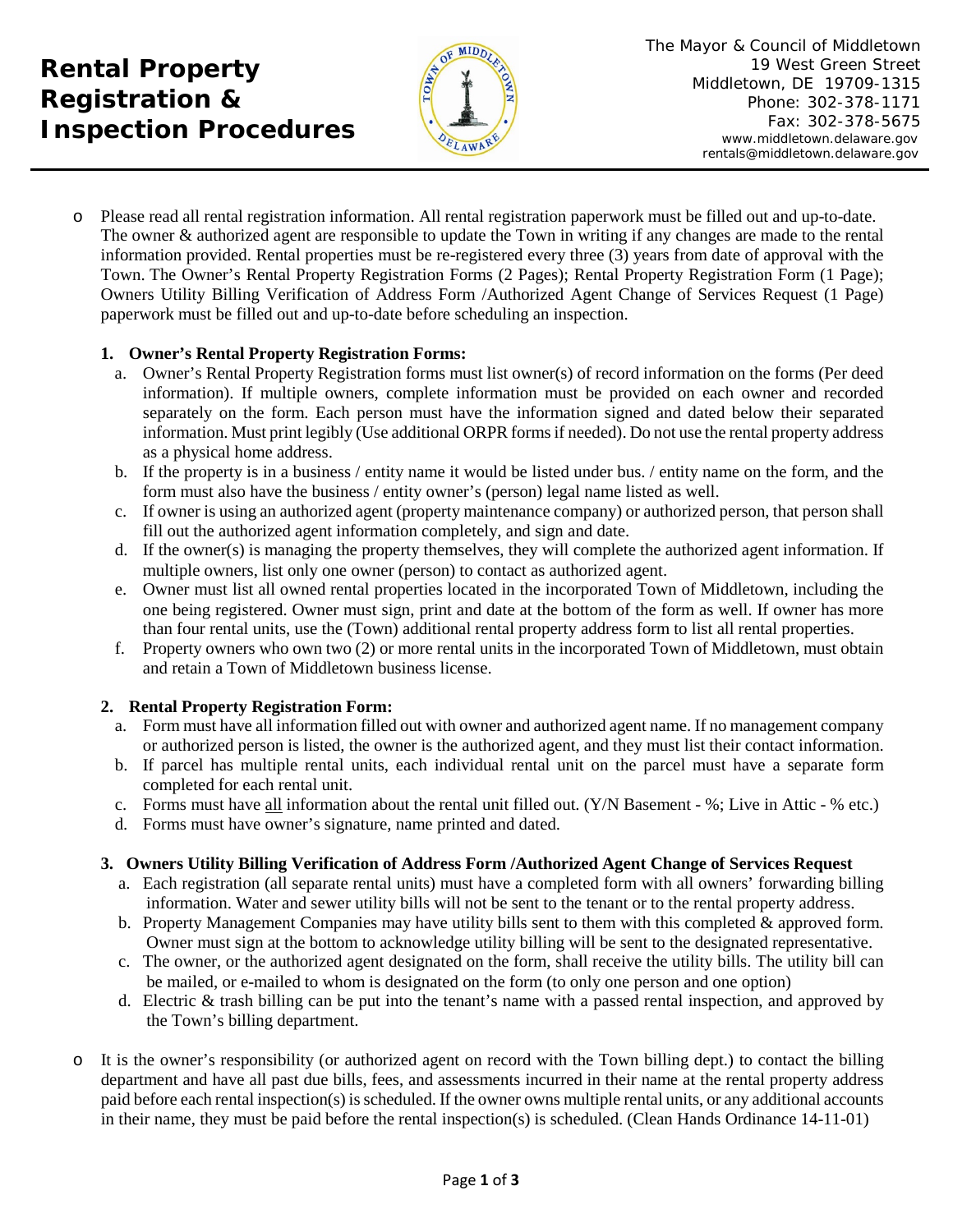# Rental Property Registration & Inspection Procedures

The Mayor & Council of Middletown
19 West Green Street
Middletown, DE 19709-1315
Phone: 302-378-1171
Fax: 302-378-5675
www.middletown.delaware.gov
rentals@middletown.delaware.gov

- Please read all rental registration information. All rental registration paperwork must be filled out and up-to-date. The owner & authorized agent are responsible to update the Town in writing if any changes are made to the rental information provided. Rental properties must be re-registered every three (3) years from date of approval with the Town. The Owner's Rental Property Registration Forms (2 Pages); Rental Property Registration Form (1 Page); Owners Utility Billing Verification of Address Form /Authorized Agent Change of Services Request (1 Page) paperwork must be filled out and up-to-date before scheduling an inspection.

**1. Owner's Rental Property Registration Forms:**

a. Owner's Rental Property Registration forms must list owner(s) of record information on the forms (Per deed information). If multiple owners, complete information must be provided on each owner and recorded separately on the form. Each person must have the information signed and dated below their separated information. Must print legibly (Use additional ORPR forms if needed). Do not use the rental property address as a physical home address.

b. If the property is in a business / entity name it would be listed under bus. / entity name on the form, and the form must also have the business / entity owner's (person) legal name listed as well.

c. If owner is using an authorized agent (property maintenance company) or authorized person, that person shall fill out the authorized agent information completely, and sign and date.

d. If the owner(s) is managing the property themselves, they will complete the authorized agent information. If multiple owners, list only one owner (person) to contact as authorized agent.

e. Owner must list all owned rental properties located in the incorporated Town of Middletown, including the one being registered. Owner must sign, print and date at the bottom of the form as well. If owner has more than four rental units, use the (Town) additional rental property address form to list all rental properties.

f. Property owners who own two (2) or more rental units in the incorporated Town of Middletown, must obtain and retain a Town of Middletown business license.

**2. Rental Property Registration Form:**

a. Form must have all information filled out with owner and authorized agent name. If no management company or authorized person is listed, the owner is the authorized agent, and they must list their contact information.

b. If parcel has multiple rental units, each individual rental unit on the parcel must have a separate form completed for each rental unit.

c. Forms must have all information about the rental unit filled out. (Y/N Basement - %; Live in Attic - % etc.)

d. Forms must have owner's signature, name printed and dated.

**3. Owners Utility Billing Verification of Address Form /Authorized Agent Change of Services Request**

a. Each registration (all separate rental units) must have a completed form with all owners' forwarding billing information. Water and sewer utility bills will not be sent to the tenant or to the rental property address.

b. Property Management Companies may have utility bills sent to them with this completed & approved form. Owner must sign at the bottom to acknowledge utility billing will be sent to the designated representative.

c. The owner, or the authorized agent designated on the form, shall receive the utility bills. The utility bill can be mailed, or e-mailed to whom is designated on the form (to only one person and one option)

d. Electric & trash billing can be put into the tenant's name with a passed rental inspection, and approved by the Town's billing department.

- It is the owner's responsibility (or authorized agent on record with the Town billing dept.) to contact the billing department and have all past due bills, fees, and assessments incurred in their name at the rental property address paid before each rental inspection(s) is scheduled. If the owner owns multiple rental units, or any additional accounts in their name, they must be paid before the rental inspection(s) is scheduled. (Clean Hands Ordinance 14-11-01)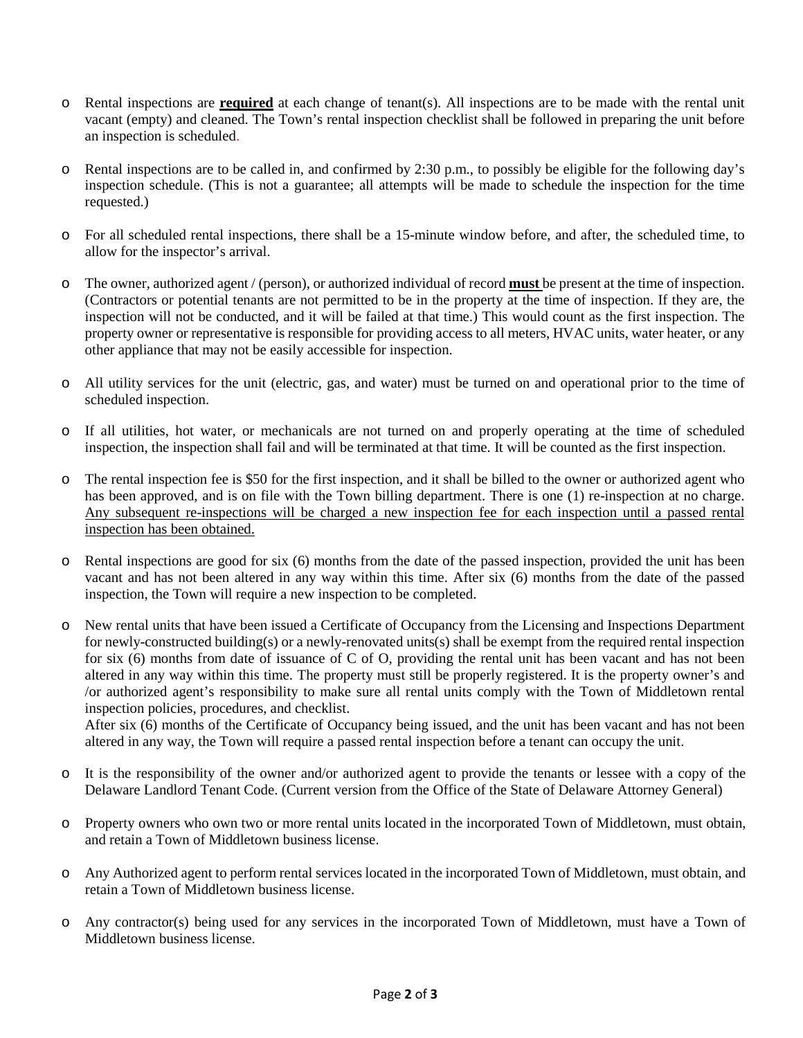- Rental inspections are <u>**required**</u> at each change of tenant(s). All inspections are to be made with the rental unit vacant (empty) and cleaned. The Town's rental inspection checklist shall be followed in preparing the unit before an inspection is scheduled.

- Rental inspections are to be called in, and confirmed by 2:30 p.m., to possibly be eligible for the following day's inspection schedule. (This is not a guarantee; all attempts will be made to schedule the inspection for the time requested.)

- For all scheduled rental inspections, there shall be a 15-minute window before, and after, the scheduled time, to allow for the inspector's arrival.

- The owner, authorized agent / (person), or authorized individual of record <u>**must**</u> be present at the time of inspection. (Contractors or potential tenants are not permitted to be in the property at the time of inspection. If they are, the inspection will not be conducted, and it will be failed at that time.) This would count as the first inspection. The property owner or representative is responsible for providing access to all meters, HVAC units, water heater, or any other appliance that may not be easily accessible for inspection.

- All utility services for the unit (electric, gas, and water) must be turned on and operational prior to the time of scheduled inspection.

- If all utilities, hot water, or mechanicals are not turned on and properly operating at the time of scheduled inspection, the inspection shall fail and will be terminated at that time. It will be counted as the first inspection.

- The rental inspection fee is $50 for the first inspection, and it shall be billed to the owner or authorized agent who has been approved, and is on file with the Town billing department. There is one (1) re-inspection at no charge. <u>Any subsequent re-inspections will be charged a new inspection fee for each inspection until a passed rental inspection has been obtained.</u>

- Rental inspections are good for six (6) months from the date of the passed inspection, provided the unit has been vacant and has not been altered in any way within this time. After six (6) months from the date of the passed inspection, the Town will require a new inspection to be completed.

- New rental units that have been issued a Certificate of Occupancy from the Licensing and Inspections Department for newly-constructed building(s) or a newly-renovated units(s) shall be exempt from the required rental inspection for six (6) months from date of issuance of C of O, providing the rental unit has been vacant and has not been altered in any way within this time. The property must still be properly registered. It is the property owner's and /or authorized agent's responsibility to make sure all rental units comply with the Town of Middletown rental inspection policies, procedures, and checklist.
  After six (6) months of the Certificate of Occupancy being issued, and the unit has been vacant and has not been altered in any way, the Town will require a passed rental inspection before a tenant can occupy the unit.

- It is the responsibility of the owner and/or authorized agent to provide the tenants or lessee with a copy of the Delaware Landlord Tenant Code. (Current version from the Office of the State of Delaware Attorney General)

- Property owners who own two or more rental units located in the incorporated Town of Middletown, must obtain, and retain a Town of Middletown business license.

- Any Authorized agent to perform rental services located in the incorporated Town of Middletown, must obtain, and retain a Town of Middletown business license.

- Any contractor(s) being used for any services in the incorporated Town of Middletown, must have a Town of Middletown business license.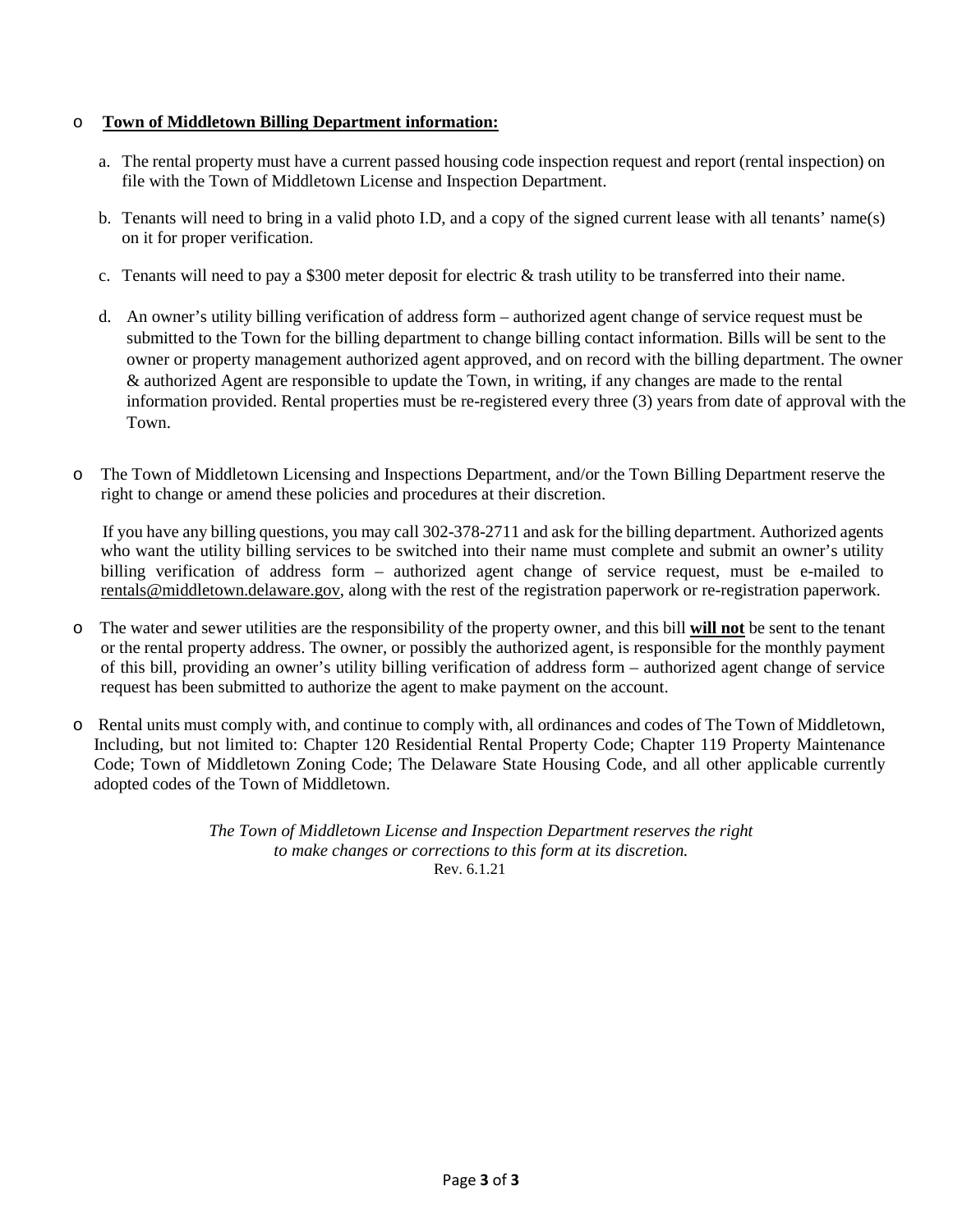- **Town of Middletown Billing Department information:**

  a. The rental property must have a current passed housing code inspection request and report (rental inspection) on file with the Town of Middletown License and Inspection Department.

  b. Tenants will need to bring in a valid photo I.D, and a copy of the signed current lease with all tenants' name(s) on it for proper verification.

  c. Tenants will need to pay a $300 meter deposit for electric & trash utility to be transferred into their name.

  d. An owner's utility billing verification of address form – authorized agent change of service request must be submitted to the Town for the billing department to change billing contact information. Bills will be sent to the owner or property management authorized agent approved, and on record with the billing department. The owner & authorized Agent are responsible to update the Town, in writing, if any changes are made to the rental information provided. Rental properties must be re-registered every three (3) years from date of approval with the Town.

- The Town of Middletown Licensing and Inspections Department, and/or the Town Billing Department reserve the right to change or amend these policies and procedures at their discretion.

  If you have any billing questions, you may call 302-378-2711 and ask for the billing department. Authorized agents who want the utility billing services to be switched into their name must complete and submit an owner's utility billing verification of address form – authorized agent change of service request, must be e-mailed to rentals@middletown.delaware.gov, along with the rest of the registration paperwork or re-registration paperwork.

- The water and sewer utilities are the responsibility of the property owner, and this bill **will not** be sent to the tenant or the rental property address. The owner, or possibly the authorized agent, is responsible for the monthly payment of this bill, providing an owner's utility billing verification of address form – authorized agent change of service request has been submitted to authorize the agent to make payment on the account.

- Rental units must comply with, and continue to comply with, all ordinances and codes of The Town of Middletown, Including, but not limited to: Chapter 120 Residential Rental Property Code; Chapter 119 Property Maintenance Code; Town of Middletown Zoning Code; The Delaware State Housing Code, and all other applicable currently adopted codes of the Town of Middletown.

*The Town of Middletown License and Inspection Department reserves the right to make changes or corrections to this form at its discretion.*

Rev. 6.1.21